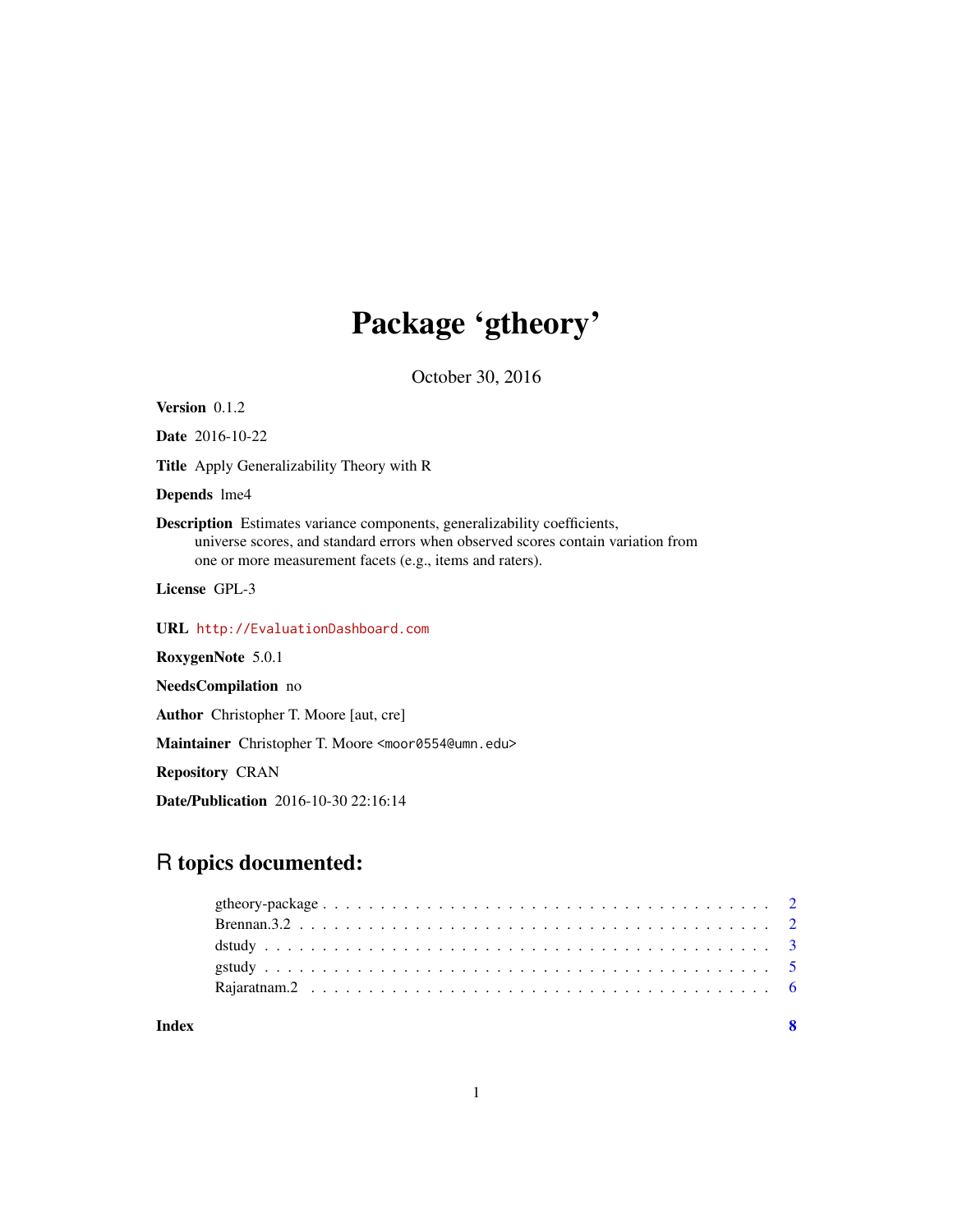# Package 'gtheory'

October 30, 2016

**Version** 0.1.2

**Date** 2016-10-22

**Title** Apply Generalizability Theory with R

**Depends** lme4

**Description** Estimates variance components, generalizability coefficients, universe scores, and standard errors when observed scores contain variation from one or more measurement facets (e.g., items and raters).

**License** GPL-3

**URL** http://EvaluationDashboard.com

**RoxygenNote** 5.0.1

**NeedsCompilation** no

**Author** Christopher T. Moore [aut, cre]

**Maintainer** Christopher T. Moore <moor0554@umn.edu>

**Repository** CRAN

**Date/Publication** 2016-10-30 22:16:14

## R topics documented:

- gtheory-package . . . . . . . . . . . . . . . . . . . . . . . . . . . . . . . . . . . . 2
- Brennan.3.2 . . . . . . . . . . . . . . . . . . . . . . . . . . . . . . . . . . . . . . 2
- dstudy . . . . . . . . . . . . . . . . . . . . . . . . . . . . . . . . . . . . . . . . . 3
- gstudy . . . . . . . . . . . . . . . . . . . . . . . . . . . . . . . . . . . . . . . . . 5
- Rajaratnam.2 . . . . . . . . . . . . . . . . . . . . . . . . . . . . . . . . . . . . . 6

**Index** **8**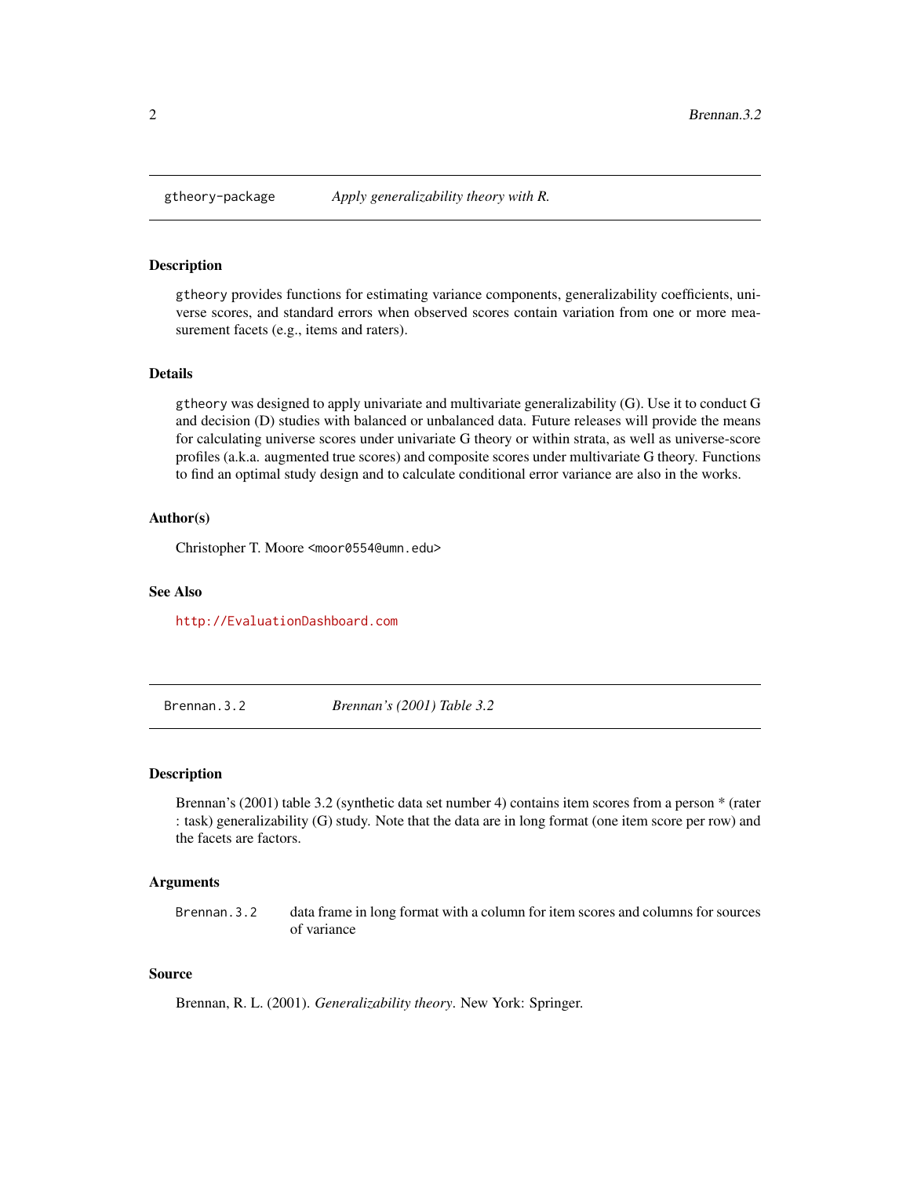## gtheory-package — *Apply generalizability theory with R.*

### Description

gtheory provides functions for estimating variance components, generalizability coefficients, universe scores, and standard errors when observed scores contain variation from one or more measurement facets (e.g., items and raters).

### Details

gtheory was designed to apply univariate and multivariate generalizability (G). Use it to conduct G and decision (D) studies with balanced or unbalanced data. Future releases will provide the means for calculating universe scores under univariate G theory or within strata, as well as universe-score profiles (a.k.a. augmented true scores) and composite scores under multivariate G theory. Functions to find an optimal study design and to calculate conditional error variance are also in the works.

### Author(s)

Christopher T. Moore <moor0554@umn.edu>

### See Also

http://EvaluationDashboard.com

## Brennan.3.2 — *Brennan's (2001) Table 3.2*

### Description

Brennan's (2001) table 3.2 (synthetic data set number 4) contains item scores from a person * (rater : task) generalizability (G) study. Note that the data are in long format (one item score per row) and the facets are factors.

### Arguments

| | |
|---|---|
| Brennan.3.2 | data frame in long format with a column for item scores and columns for sources of variance |

### Source

Brennan, R. L. (2001). *Generalizability theory*. New York: Springer.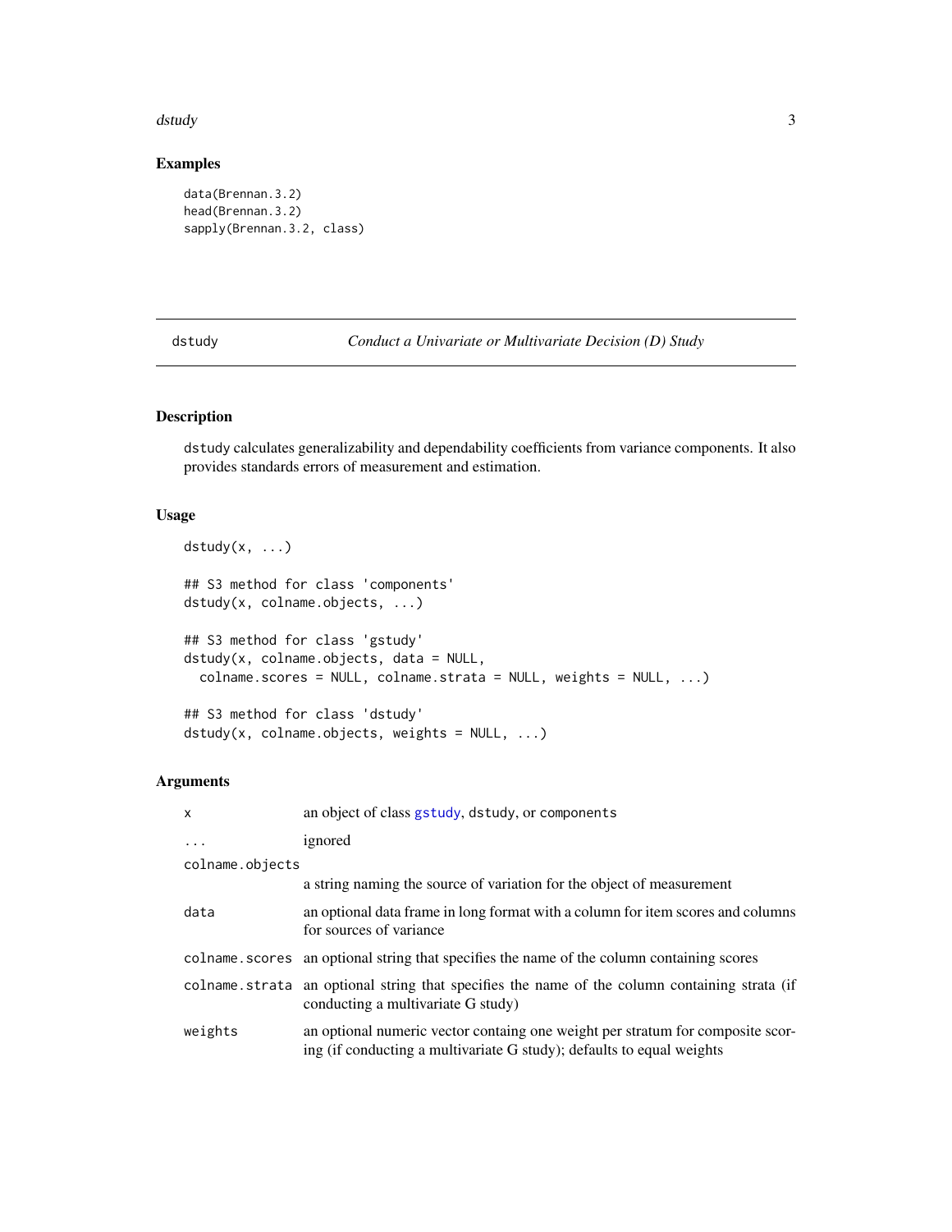## Examples

```
data(Brennan.3.2)
head(Brennan.3.2)
sapply(Brennan.3.2, class)
```

---

# dstudy — *Conduct a Univariate or Multivariate Decision (D) Study*

## Description

dstudy calculates generalizability and dependability coefficients from variance components. It also provides standards errors of measurement and estimation.

## Usage

```
dstudy(x, ...)

## S3 method for class 'components'
dstudy(x, colname.objects, ...)

## S3 method for class 'gstudy'
dstudy(x, colname.objects, data = NULL,
  colname.scores = NULL, colname.strata = NULL, weights = NULL, ...)

## S3 method for class 'dstudy'
dstudy(x, colname.objects, weights = NULL, ...)
```

## Arguments

| Argument | Description |
|---|---|
| `x` | an object of class `gstudy`, `dstudy`, or `components` |
| `...` | ignored |
| `colname.objects` | a string naming the source of variation for the object of measurement |
| `data` | an optional data frame in long format with a column for item scores and columns for sources of variance |
| `colname.scores` | an optional string that specifies the name of the column containing scores |
| `colname.strata` | an optional string that specifies the name of the column containing strata (if conducting a multivariate G study) |
| `weights` | an optional numeric vector containg one weight per stratum for composite scoring (if conducting a multivariate G study); defaults to equal weights |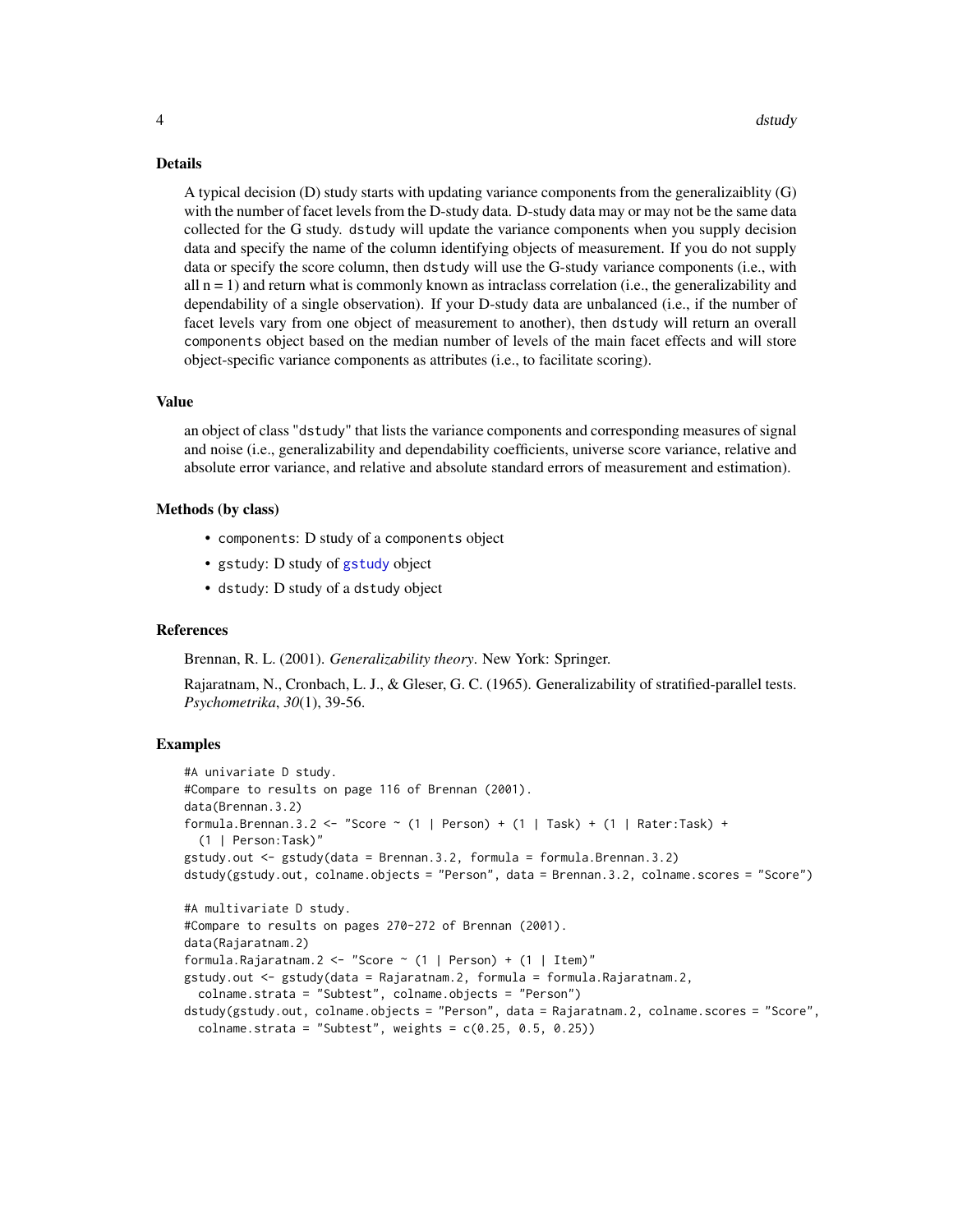## Details

A typical decision (D) study starts with updating variance components from the generalizaiblity (G) with the number of facet levels from the D-study data. D-study data may or may not be the same data collected for the G study. `dstudy` will update the variance components when you supply decision data and specify the name of the column identifying objects of measurement. If you do not supply data or specify the score column, then `dstudy` will use the G-study variance components (i.e., with all n = 1) and return what is commonly known as intraclass correlation (i.e., the generalizability and dependability of a single observation). If your D-study data are unbalanced (i.e., if the number of facet levels vary from one object of measurement to another), then `dstudy` will return an overall `components` object based on the median number of levels of the main facet effects and will store object-specific variance components as attributes (i.e., to facilitate scoring).

## Value

an object of class "dstudy" that lists the variance components and corresponding measures of signal and noise (i.e., generalizability and dependability coefficients, universe score variance, relative and absolute error variance, and relative and absolute standard errors of measurement and estimation).

## Methods (by class)

- `components`: D study of a `components` object
- `gstudy`: D study of `gstudy` object
- `dstudy`: D study of a `dstudy` object

## References

Brennan, R. L. (2001). *Generalizability theory*. New York: Springer.

Rajaratnam, N., Cronbach, L. J., & Gleser, G. C. (1965). Generalizability of stratified-parallel tests. *Psychometrika*, *30*(1), 39-56.

## Examples

```
#A univariate D study.
#Compare to results on page 116 of Brennan (2001).
data(Brennan.3.2)
formula.Brennan.3.2 <- "Score ~ (1 | Person) + (1 | Task) + (1 | Rater:Task) +
  (1 | Person:Task)"
gstudy.out <- gstudy(data = Brennan.3.2, formula = formula.Brennan.3.2)
dstudy(gstudy.out, colname.objects = "Person", data = Brennan.3.2, colname.scores = "Score")

#A multivariate D study.
#Compare to results on pages 270-272 of Brennan (2001).
data(Rajaratnam.2)
formula.Rajaratnam.2 <- "Score ~ (1 | Person) + (1 | Item)"
gstudy.out <- gstudy(data = Rajaratnam.2, formula = formula.Rajaratnam.2,
  colname.strata = "Subtest", colname.objects = "Person")
dstudy(gstudy.out, colname.objects = "Person", data = Rajaratnam.2, colname.scores = "Score",
  colname.strata = "Subtest", weights = c(0.25, 0.5, 0.25))
```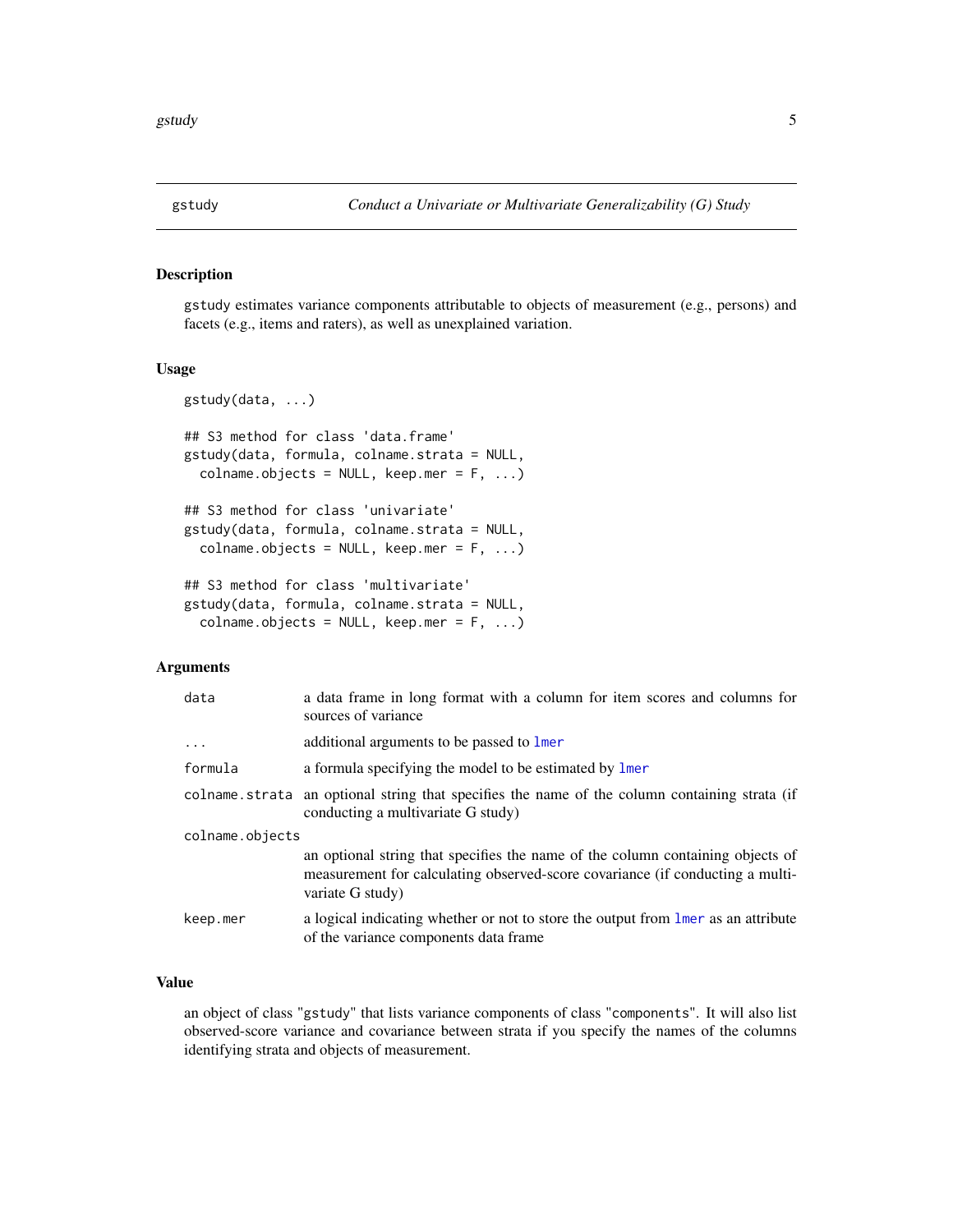# gstudy — Conduct a Univariate or Multivariate Generalizability (G) Study

## Description

gstudy estimates variance components attributable to objects of measurement (e.g., persons) and facets (e.g., items and raters), as well as unexplained variation.

## Usage

```
gstudy(data, ...)

## S3 method for class 'data.frame'
gstudy(data, formula, colname.strata = NULL,
  colname.objects = NULL, keep.mer = F, ...)

## S3 method for class 'univariate'
gstudy(data, formula, colname.strata = NULL,
  colname.objects = NULL, keep.mer = F, ...)

## S3 method for class 'multivariate'
gstudy(data, formula, colname.strata = NULL,
  colname.objects = NULL, keep.mer = F, ...)
```

## Arguments

| Argument | Description |
|---|---|
| `data` | a data frame in long format with a column for item scores and columns for sources of variance |
| `...` | additional arguments to be passed to `lmer` |
| `formula` | a formula specifying the model to be estimated by `lmer` |
| `colname.strata` | an optional string that specifies the name of the column containing strata (if conducting a multivariate G study) |
| `colname.objects` | an optional string that specifies the name of the column containing objects of measurement for calculating observed-score covariance (if conducting a multivariate G study) |
| `keep.mer` | a logical indicating whether or not to store the output from `lmer` as an attribute of the variance components data frame |

## Value

an object of class "gstudy" that lists variance components of class "components". It will also list observed-score variance and covariance between strata if you specify the names of the columns identifying strata and objects of measurement.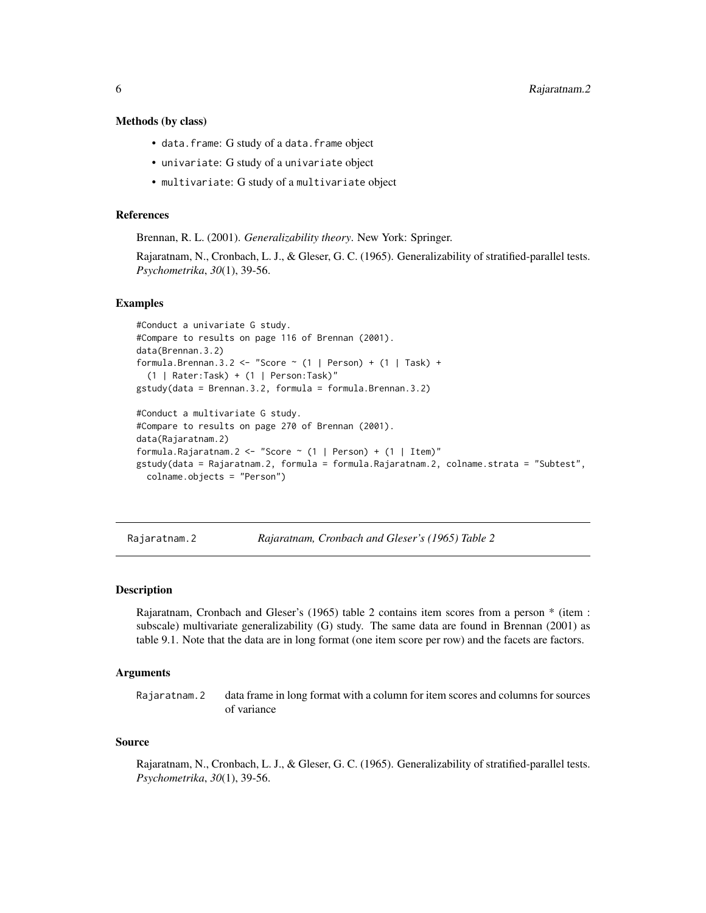### Methods (by class)

- `data.frame`: G study of a `data.frame` object
- `univariate`: G study of a `univariate` object
- `multivariate`: G study of a `multivariate` object

### References

Brennan, R. L. (2001). *Generalizability theory*. New York: Springer.

Rajaratnam, N., Cronbach, L. J., & Gleser, G. C. (1965). Generalizability of stratified-parallel tests. *Psychometrika*, *30*(1), 39-56.

### Examples

```
#Conduct a univariate G study.
#Compare to results on page 116 of Brennan (2001).
data(Brennan.3.2)
formula.Brennan.3.2 <- "Score ~ (1 | Person) + (1 | Task) +
  (1 | Rater:Task) + (1 | Person:Task)"
gstudy(data = Brennan.3.2, formula = formula.Brennan.3.2)

#Conduct a multivariate G study.
#Compare to results on page 270 of Brennan (2001).
data(Rajaratnam.2)
formula.Rajaratnam.2 <- "Score ~ (1 | Person) + (1 | Item)"
gstudy(data = Rajaratnam.2, formula = formula.Rajaratnam.2, colname.strata = "Subtest",
  colname.objects = "Person")
```

---

## Rajaratnam.2 — *Rajaratnam, Cronbach and Gleser's (1965) Table 2*

### Description

Rajaratnam, Cronbach and Gleser's (1965) table 2 contains item scores from a person * (item : subscale) multivariate generalizability (G) study. The same data are found in Brennan (2001) as table 9.1. Note that the data are in long format (one item score per row) and the facets are factors.

### Arguments

| | |
|---|---|
| `Rajaratnam.2` | data frame in long format with a column for item scores and columns for sources of variance |

### Source

Rajaratnam, N., Cronbach, L. J., & Gleser, G. C. (1965). Generalizability of stratified-parallel tests. *Psychometrika*, *30*(1), 39-56.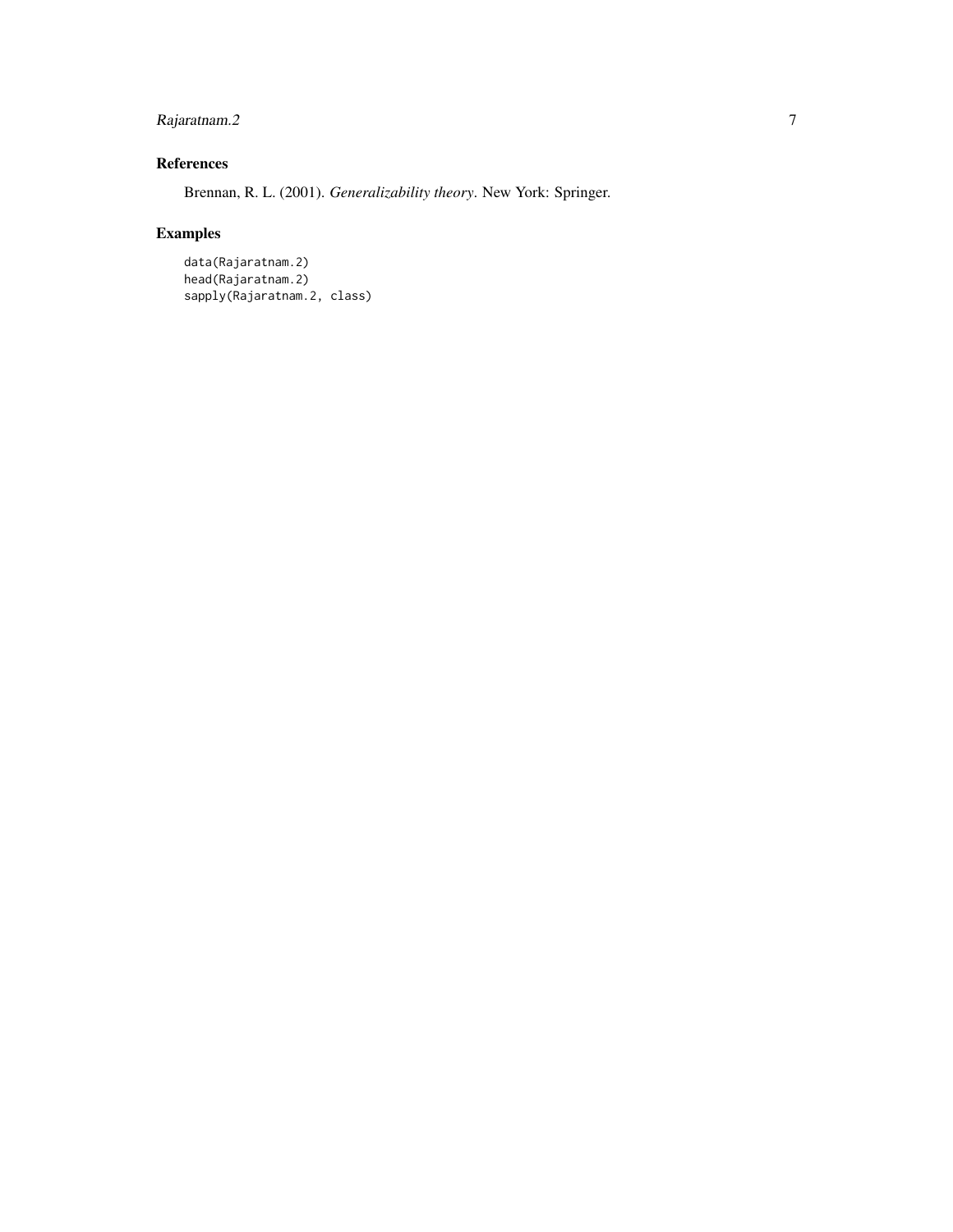## References

Brennan, R. L. (2001). *Generalizability theory*. New York: Springer.

## Examples

```
data(Rajaratnam.2)
head(Rajaratnam.2)
sapply(Rajaratnam.2, class)
```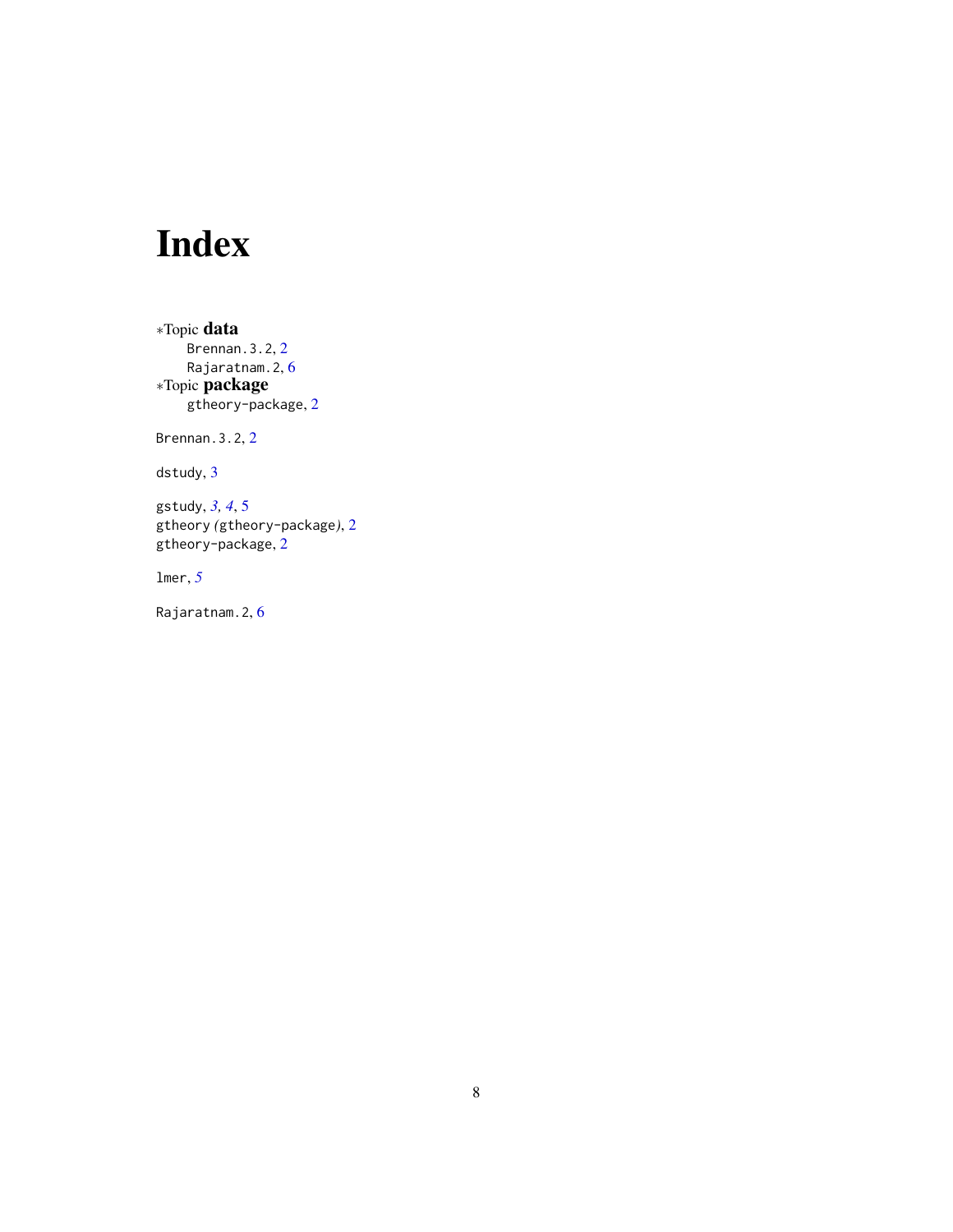# Index

*Topic **data**
  Brennan.3.2, 2
  Rajaratnam.2, 6
*Topic **package**
  gtheory-package, 2

Brennan.3.2, 2

dstudy, 3

gstudy, *3, 4*, 5
gtheory *(*gtheory-package*)*, 2
gtheory-package, 2

lmer, *5*

Rajaratnam.2, 6